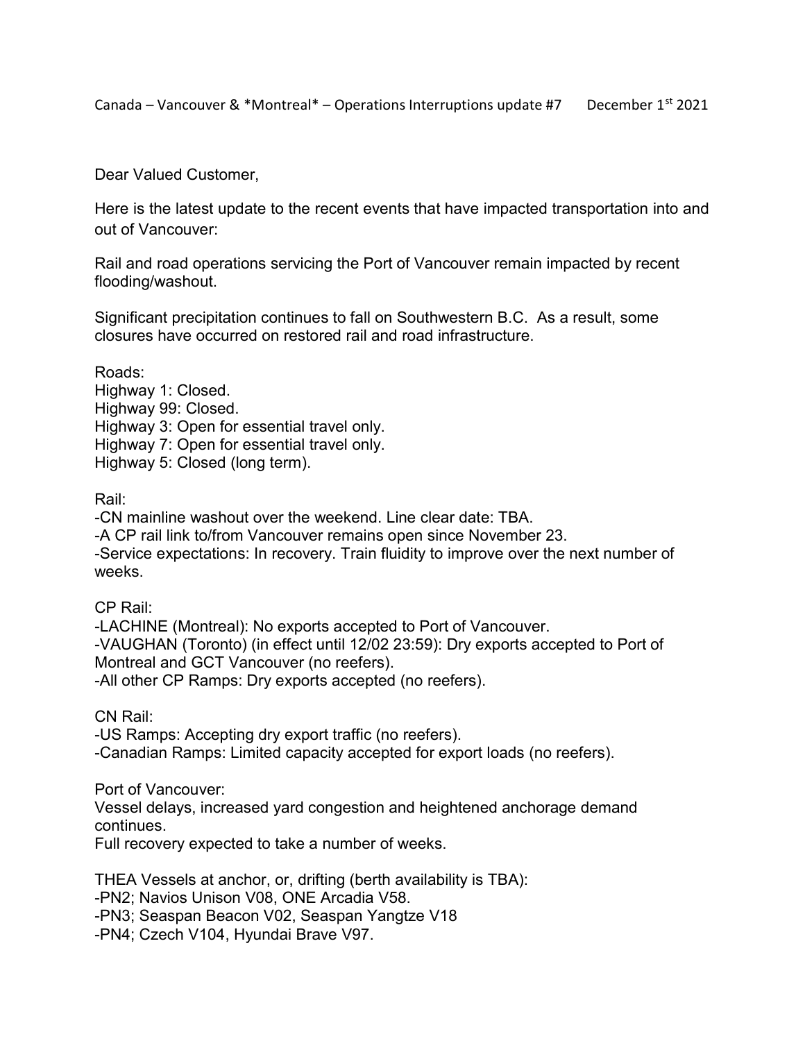Canada – Vancouver & *Montreal* – Operations Interruptions update #7 December 1st 2021

Dear Valued Customer,

Here is the latest update to the recent events that have impacted transportation into and out of Vancouver:

Rail and road operations servicing the Port of Vancouver remain impacted by recent flooding/washout.

Significant precipitation continues to fall on Southwestern B.C. As a result, some closures have occurred on restored rail and road infrastructure.

Roads:
Highway 1: Closed.
Highway 99: Closed.
Highway 3: Open for essential travel only.
Highway 7: Open for essential travel only.
Highway 5: Closed (long term).

Rail:
-CN mainline washout over the weekend. Line clear date: TBA.
-A CP rail link to/from Vancouver remains open since November 23.
-Service expectations: In recovery. Train fluidity to improve over the next number of weeks.

CP Rail:
-LACHINE (Montreal): No exports accepted to Port of Vancouver.
-VAUGHAN (Toronto) (in effect until 12/02 23:59): Dry exports accepted to Port of Montreal and GCT Vancouver (no reefers).
-All other CP Ramps: Dry exports accepted (no reefers).

CN Rail:
-US Ramps: Accepting dry export traffic (no reefers).
-Canadian Ramps: Limited capacity accepted for export loads (no reefers).

Port of Vancouver:
Vessel delays, increased yard congestion and heightened anchorage demand continues.
Full recovery expected to take a number of weeks.

THEA Vessels at anchor, or, drifting (berth availability is TBA):
-PN2; Navios Unison V08, ONE Arcadia V58.
-PN3; Seaspan Beacon V02, Seaspan Yangtze V18
-PN4; Czech V104, Hyundai Brave V97.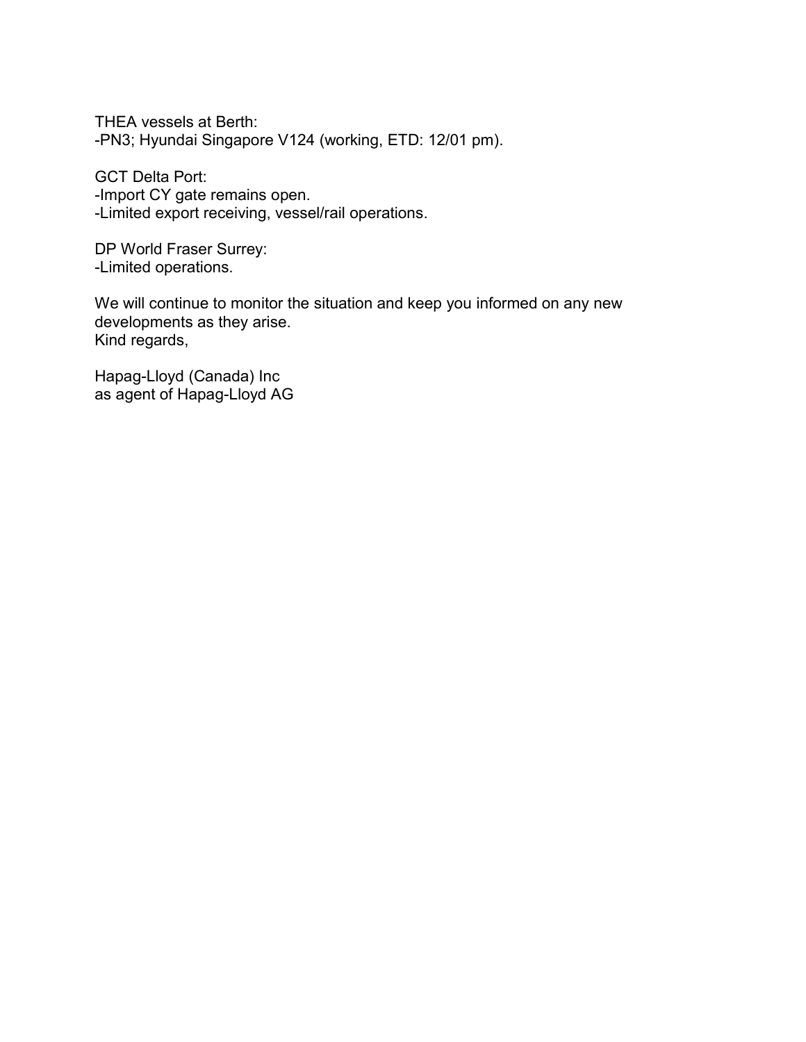THEA vessels at Berth:
-PN3; Hyundai Singapore V124 (working, ETD: 12/01 pm).

GCT Delta Port:
-Import CY gate remains open.
-Limited export receiving, vessel/rail operations.

DP World Fraser Surrey:
-Limited operations.

We will continue to monitor the situation and keep you informed on any new developments as they arise.
Kind regards,

Hapag-Lloyd (Canada) Inc
as agent of Hapag-Lloyd AG